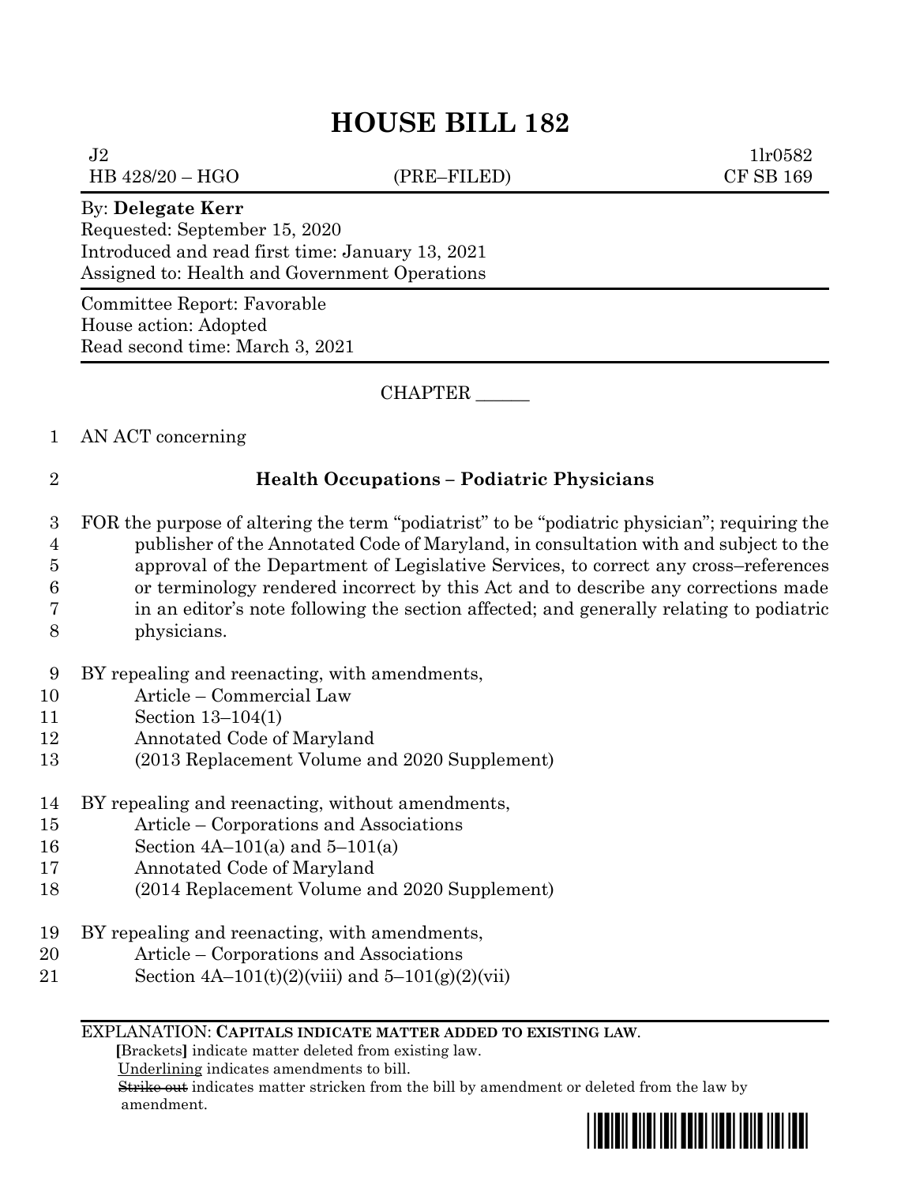# HOUSE BILL 182

J2 1lr0582
HB 428/20 – HGO (PRE–FILED) CF SB 169

By: **Delegate Kerr**
Requested: September 15, 2020
Introduced and read first time: January 13, 2021
Assigned to: Health and Government Operations

Committee Report: Favorable
House action: Adopted
Read second time: March 3, 2021

CHAPTER ______

1 AN ACT concerning

2 **Health Occupations – Podiatric Physicians**

3 FOR the purpose of altering the term "podiatrist" to be "podiatric physician"; requiring the
4 publisher of the Annotated Code of Maryland, in consultation with and subject to the
5 approval of the Department of Legislative Services, to correct any cross–references
6 or terminology rendered incorrect by this Act and to describe any corrections made
7 in an editor's note following the section affected; and generally relating to podiatric
8 physicians.

9 BY repealing and reenacting, with amendments,
10 Article – Commercial Law
11 Section 13–104(1)
12 Annotated Code of Maryland
13 (2013 Replacement Volume and 2020 Supplement)

14 BY repealing and reenacting, without amendments,
15 Article – Corporations and Associations
16 Section 4A–101(a) and 5–101(a)
17 Annotated Code of Maryland
18 (2014 Replacement Volume and 2020 Supplement)

19 BY repealing and reenacting, with amendments,
20 Article – Corporations and Associations
21 Section 4A–101(t)(2)(viii) and 5–101(g)(2)(vii)

EXPLANATION: **CAPITALS INDICATE MATTER ADDED TO EXISTING LAW.**
**[**Brackets**]** indicate matter deleted from existing law.
Underlining indicates amendments to bill.
~~Strike out~~ indicates matter stricken from the bill by amendment or deleted from the law by amendment.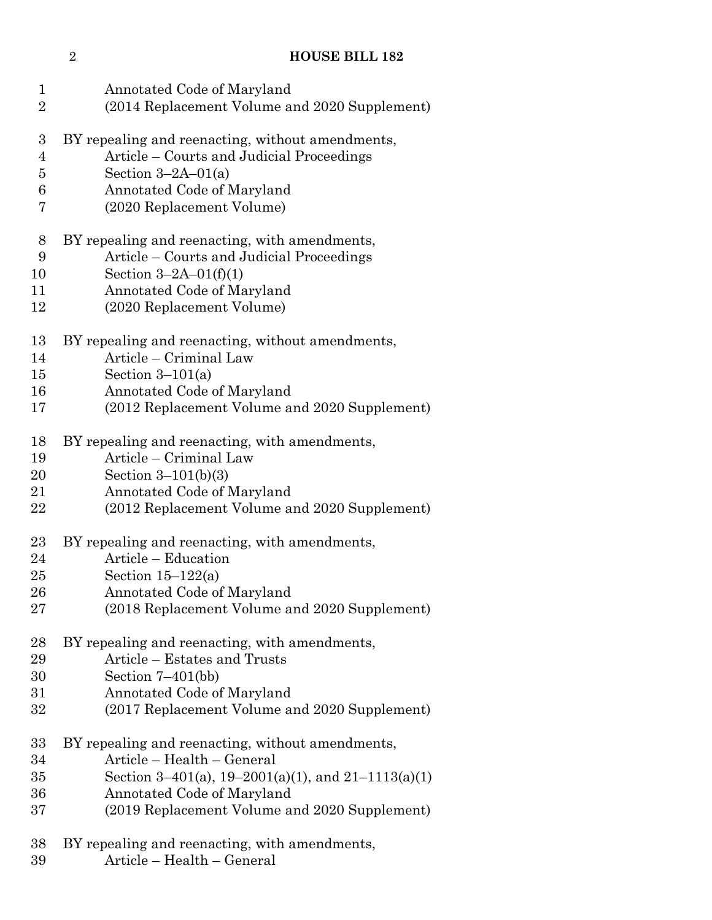Annotated Code of Maryland
(2014 Replacement Volume and 2020 Supplement)

BY repealing and reenacting, without amendments,
Article – Courts and Judicial Proceedings
Section 3–2A–01(a)
Annotated Code of Maryland
(2020 Replacement Volume)

BY repealing and reenacting, with amendments,
Article – Courts and Judicial Proceedings
Section 3–2A–01(f)(1)
Annotated Code of Maryland
(2020 Replacement Volume)

BY repealing and reenacting, without amendments,
Article – Criminal Law
Section 3–101(a)
Annotated Code of Maryland
(2012 Replacement Volume and 2020 Supplement)

BY repealing and reenacting, with amendments,
Article – Criminal Law
Section 3–101(b)(3)
Annotated Code of Maryland
(2012 Replacement Volume and 2020 Supplement)

BY repealing and reenacting, with amendments,
Article – Education
Section 15–122(a)
Annotated Code of Maryland
(2018 Replacement Volume and 2020 Supplement)

BY repealing and reenacting, with amendments,
Article – Estates and Trusts
Section 7–401(bb)
Annotated Code of Maryland
(2017 Replacement Volume and 2020 Supplement)

BY repealing and reenacting, without amendments,
Article – Health – General
Section 3–401(a), 19–2001(a)(1), and 21–1113(a)(1)
Annotated Code of Maryland
(2019 Replacement Volume and 2020 Supplement)

BY repealing and reenacting, with amendments,
Article – Health – General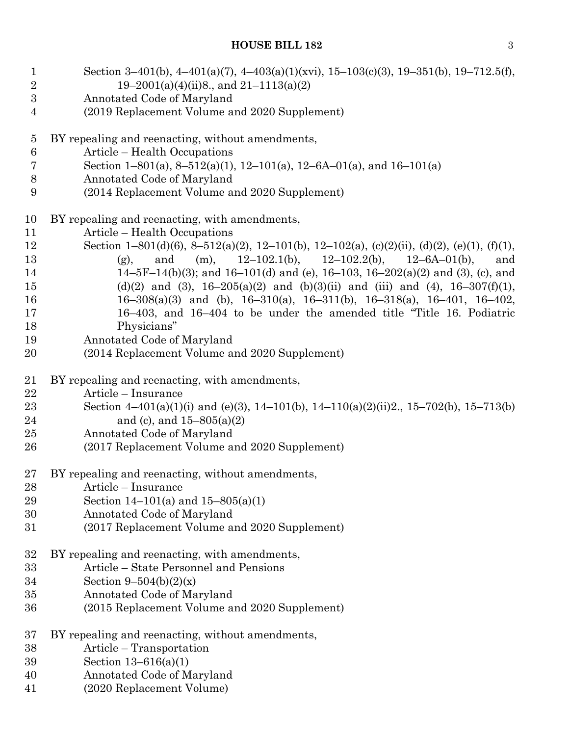Section 3–401(b), 4–401(a)(7), 4–403(a)(1)(xvi), 15–103(c)(3), 19–351(b), 19–712.5(f), 19–2001(a)(4)(ii)8., and 21–1113(a)(2)
Annotated Code of Maryland
(2019 Replacement Volume and 2020 Supplement)

BY repealing and reenacting, without amendments,
Article – Health Occupations
Section 1–801(a), 8–512(a)(1), 12–101(a), 12–6A–01(a), and 16–101(a)
Annotated Code of Maryland
(2014 Replacement Volume and 2020 Supplement)

BY repealing and reenacting, with amendments,
Article – Health Occupations
Section 1–801(d)(6), 8–512(a)(2), 12–101(b), 12–102(a), (c)(2)(ii), (d)(2), (e)(1), (f)(1), (g), and (m), 12–102.1(b), 12–102.2(b), 12–6A–01(b), and 14–5F–14(b)(3); and 16–101(d) and (e), 16–103, 16–202(a)(2) and (3), (c), and (d)(2) and (3), 16–205(a)(2) and (b)(3)(ii) and (iii) and (4), 16–307(f)(1), 16–308(a)(3) and (b), 16–310(a), 16–311(b), 16–318(a), 16–401, 16–402, 16–403, and 16–404 to be under the amended title "Title 16. Podiatric Physicians"
Annotated Code of Maryland
(2014 Replacement Volume and 2020 Supplement)

BY repealing and reenacting, with amendments,
Article – Insurance
Section 4–401(a)(1)(i) and (e)(3), 14–101(b), 14–110(a)(2)(ii)2., 15–702(b), 15–713(b) and (c), and 15–805(a)(2)
Annotated Code of Maryland
(2017 Replacement Volume and 2020 Supplement)

BY repealing and reenacting, without amendments,
Article – Insurance
Section 14–101(a) and 15–805(a)(1)
Annotated Code of Maryland
(2017 Replacement Volume and 2020 Supplement)

BY repealing and reenacting, with amendments,
Article – State Personnel and Pensions
Section 9–504(b)(2)(x)
Annotated Code of Maryland
(2015 Replacement Volume and 2020 Supplement)

BY repealing and reenacting, without amendments,
Article – Transportation
Section 13–616(a)(1)
Annotated Code of Maryland
(2020 Replacement Volume)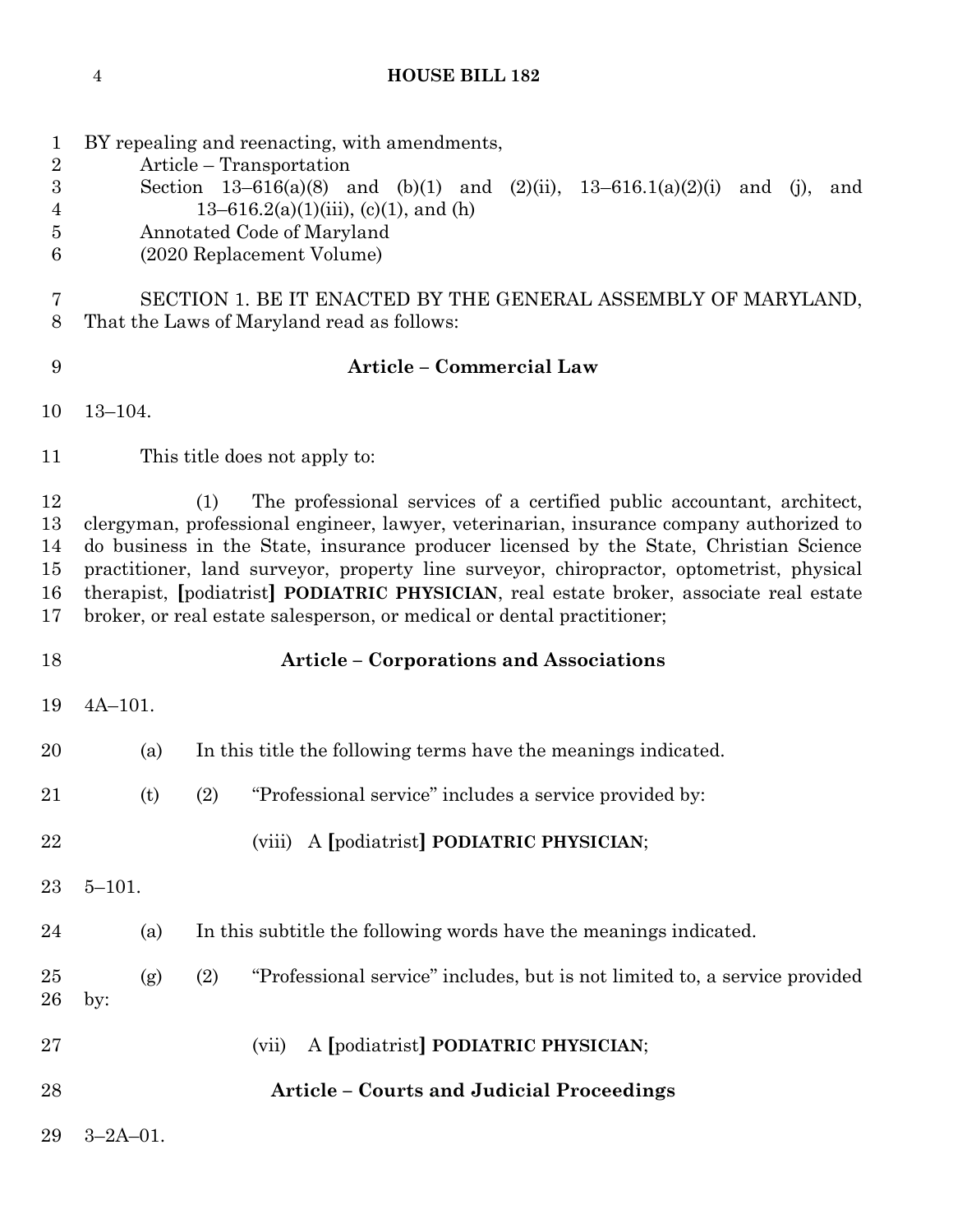BY repealing and reenacting, with amendments,
Article – Transportation
Section 13–616(a)(8) and (b)(1) and (2)(ii), 13–616.1(a)(2)(i) and (j), and 13–616.2(a)(1)(iii), (c)(1), and (h)
Annotated Code of Maryland
(2020 Replacement Volume)

SECTION 1. BE IT ENACTED BY THE GENERAL ASSEMBLY OF MARYLAND, That the Laws of Maryland read as follows:

**Article – Commercial Law**

13–104.

This title does not apply to:

(1) The professional services of a certified public accountant, architect, clergyman, professional engineer, lawyer, veterinarian, insurance company authorized to do business in the State, insurance producer licensed by the State, Christian Science practitioner, land surveyor, property line surveyor, chiropractor, optometrist, physical therapist, **[**podiatrist**]** **PODIATRIC PHYSICIAN**, real estate broker, associate real estate broker, or real estate salesperson, or medical or dental practitioner;

**Article – Corporations and Associations**

4A–101.

(a) In this title the following terms have the meanings indicated.

(t) (2) "Professional service" includes a service provided by:

(viii) A **[**podiatrist**]** **PODIATRIC PHYSICIAN**;

5–101.

(a) In this subtitle the following words have the meanings indicated.

(g) (2) "Professional service" includes, but is not limited to, a service provided by:

(vii) A **[**podiatrist**]** **PODIATRIC PHYSICIAN**;

**Article – Courts and Judicial Proceedings**

3–2A–01.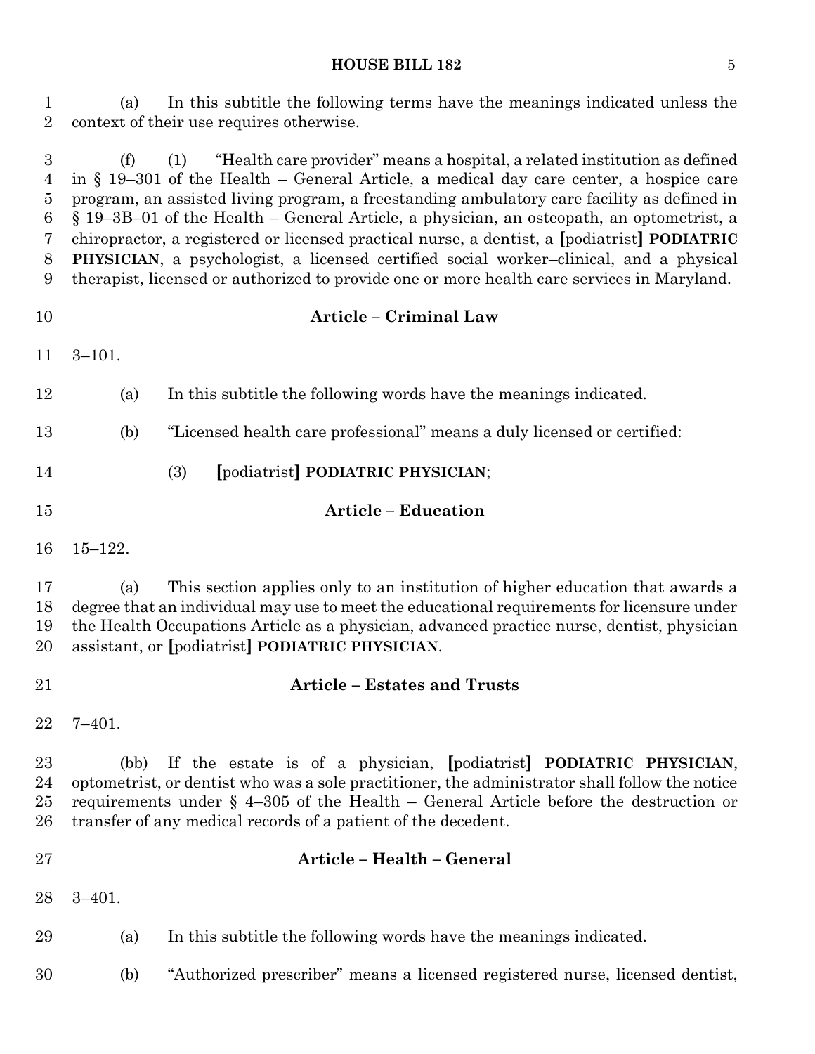(a) In this subtitle the following terms have the meanings indicated unless the context of their use requires otherwise.

(f) (1) "Health care provider" means a hospital, a related institution as defined in § 19–301 of the Health – General Article, a medical day care center, a hospice care program, an assisted living program, a freestanding ambulatory care facility as defined in § 19–3B–01 of the Health – General Article, a physician, an osteopath, an optometrist, a chiropractor, a registered or licensed practical nurse, a dentist, a **[**podiatrist**]** **PODIATRIC PHYSICIAN**, a psychologist, a licensed certified social worker–clinical, and a physical therapist, licensed or authorized to provide one or more health care services in Maryland.

## Article – Criminal Law

3–101.

(a) In this subtitle the following words have the meanings indicated.

(b) "Licensed health care professional" means a duly licensed or certified:

(3) **[**podiatrist**]** **PODIATRIC PHYSICIAN**;

## Article – Education

15–122.

(a) This section applies only to an institution of higher education that awards a degree that an individual may use to meet the educational requirements for licensure under the Health Occupations Article as a physician, advanced practice nurse, dentist, physician assistant, or **[**podiatrist**]** **PODIATRIC PHYSICIAN**.

## Article – Estates and Trusts

7–401.

(bb) If the estate is of a physician, **[**podiatrist**]** **PODIATRIC PHYSICIAN**, optometrist, or dentist who was a sole practitioner, the administrator shall follow the notice requirements under § 4–305 of the Health – General Article before the destruction or transfer of any medical records of a patient of the decedent.

## Article – Health – General

3–401.

(a) In this subtitle the following words have the meanings indicated.

(b) "Authorized prescriber" means a licensed registered nurse, licensed dentist,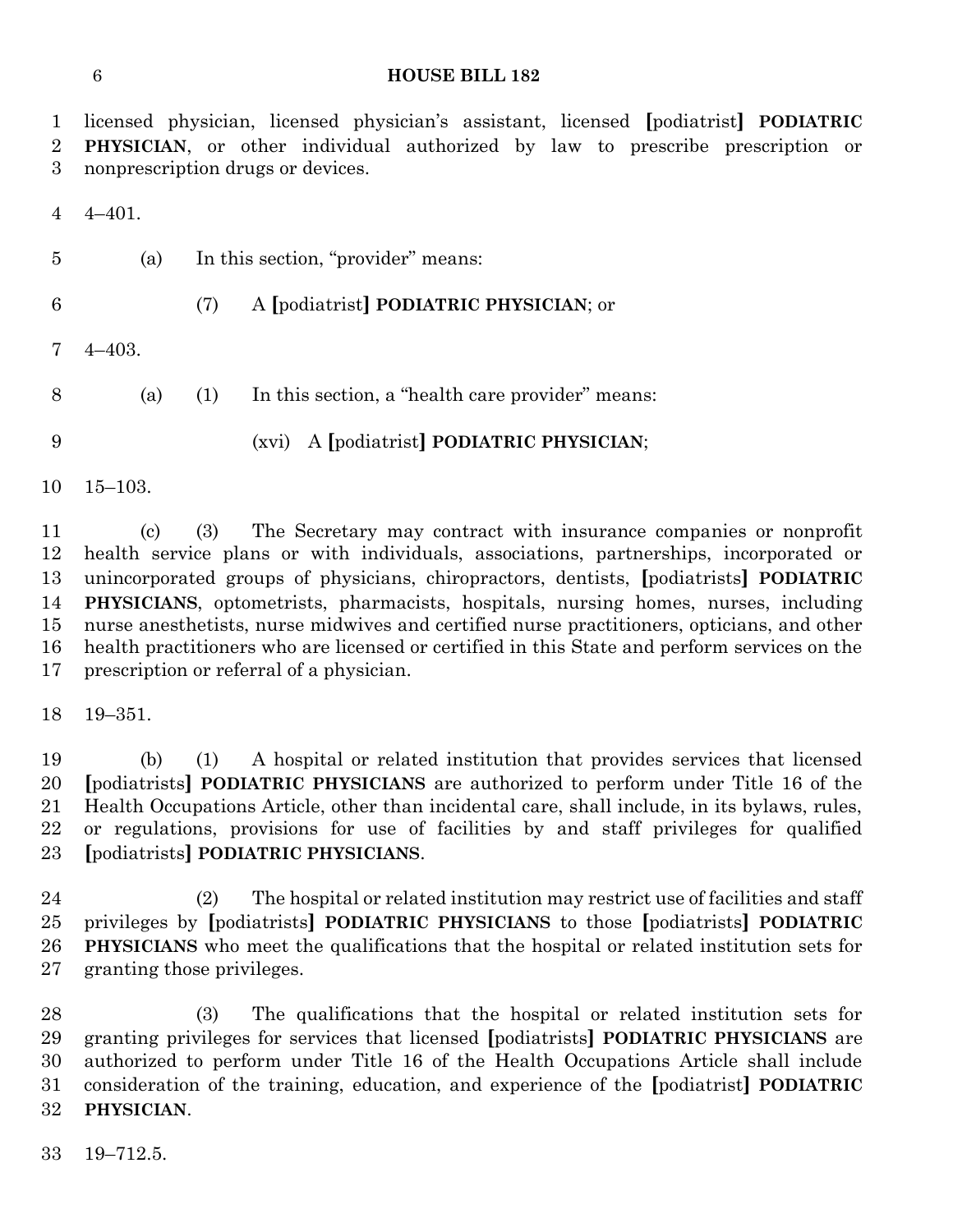licensed physician, licensed physician's assistant, licensed [podiatrist] **PODIATRIC PHYSICIAN**, or other individual authorized by law to prescribe prescription or nonprescription drugs or devices.

4–401.

(a) In this section, "provider" means:

(7) A [podiatrist] **PODIATRIC PHYSICIAN**; or

4–403.

(a) (1) In this section, a "health care provider" means:

(xvi) A [podiatrist] **PODIATRIC PHYSICIAN**;

15–103.

(c) (3) The Secretary may contract with insurance companies or nonprofit health service plans or with individuals, associations, partnerships, incorporated or unincorporated groups of physicians, chiropractors, dentists, [podiatrists] **PODIATRIC PHYSICIANS**, optometrists, pharmacists, hospitals, nursing homes, nurses, including nurse anesthetists, nurse midwives and certified nurse practitioners, opticians, and other health practitioners who are licensed or certified in this State and perform services on the prescription or referral of a physician.

19–351.

(b) (1) A hospital or related institution that provides services that licensed [podiatrists] **PODIATRIC PHYSICIANS** are authorized to perform under Title 16 of the Health Occupations Article, other than incidental care, shall include, in its bylaws, rules, or regulations, provisions for use of facilities by and staff privileges for qualified [podiatrists] **PODIATRIC PHYSICIANS**.

(2) The hospital or related institution may restrict use of facilities and staff privileges by [podiatrists] **PODIATRIC PHYSICIANS** to those [podiatrists] **PODIATRIC PHYSICIANS** who meet the qualifications that the hospital or related institution sets for granting those privileges.

(3) The qualifications that the hospital or related institution sets for granting privileges for services that licensed [podiatrists] **PODIATRIC PHYSICIANS** are authorized to perform under Title 16 of the Health Occupations Article shall include consideration of the training, education, and experience of the [podiatrist] **PODIATRIC PHYSICIAN**.

19–712.5.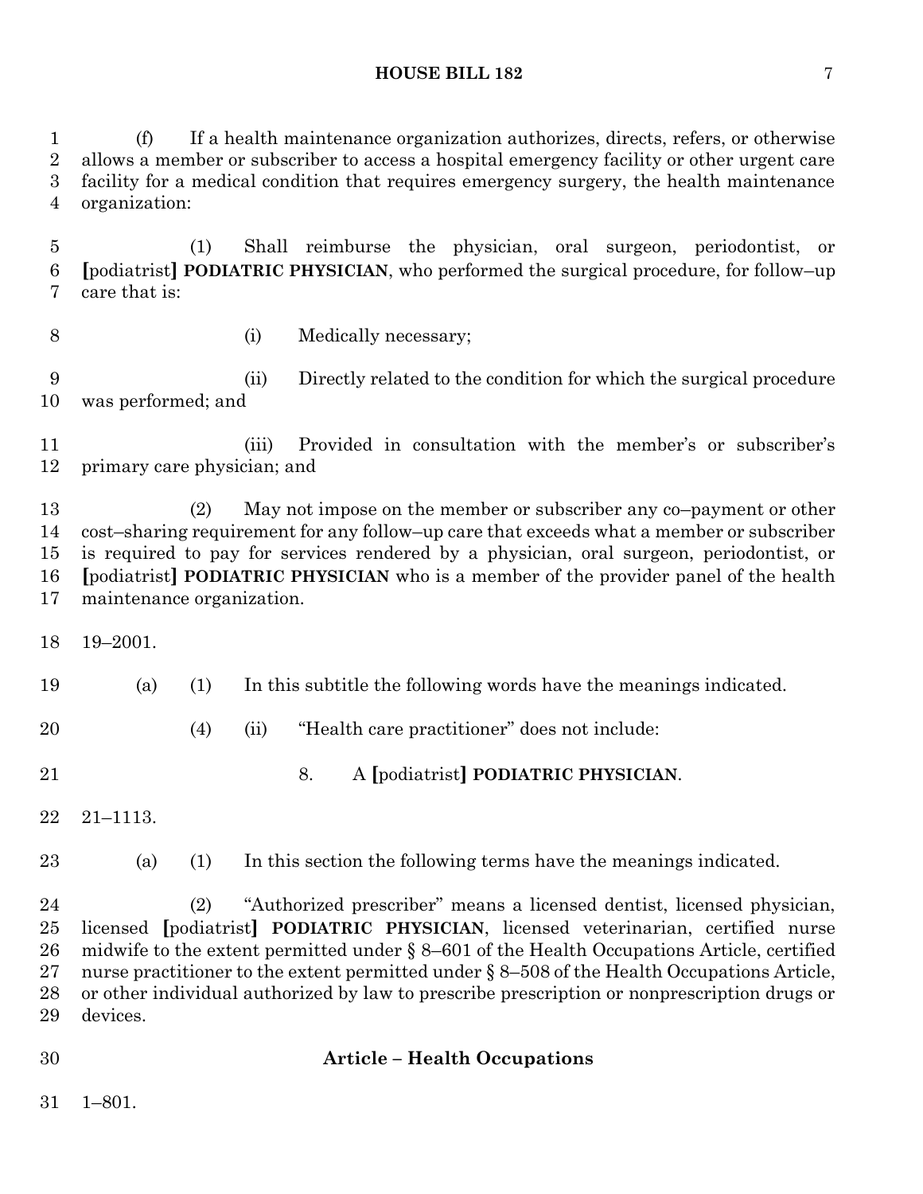(f) If a health maintenance organization authorizes, directs, refers, or otherwise allows a member or subscriber to access a hospital emergency facility or other urgent care facility for a medical condition that requires emergency surgery, the health maintenance organization:

(1) Shall reimburse the physician, oral surgeon, periodontist, or [podiatrist] **PODIATRIC PHYSICIAN**, who performed the surgical procedure, for follow–up care that is:

(i) Medically necessary;

(ii) Directly related to the condition for which the surgical procedure was performed; and

(iii) Provided in consultation with the member's or subscriber's primary care physician; and

(2) May not impose on the member or subscriber any co–payment or other cost–sharing requirement for any follow–up care that exceeds what a member or subscriber is required to pay for services rendered by a physician, oral surgeon, periodontist, or [podiatrist] **PODIATRIC PHYSICIAN** who is a member of the provider panel of the health maintenance organization.

19–2001.

(a) (1) In this subtitle the following words have the meanings indicated.

(4) (ii) "Health care practitioner" does not include:

8. A [podiatrist] **PODIATRIC PHYSICIAN**.

21–1113.

(a) (1) In this section the following terms have the meanings indicated.

(2) "Authorized prescriber" means a licensed dentist, licensed physician, licensed [podiatrist] **PODIATRIC PHYSICIAN**, licensed veterinarian, certified nurse midwife to the extent permitted under § 8–601 of the Health Occupations Article, certified nurse practitioner to the extent permitted under § 8–508 of the Health Occupations Article, or other individual authorized by law to prescribe prescription or nonprescription drugs or devices.

**Article – Health Occupations**

1–801.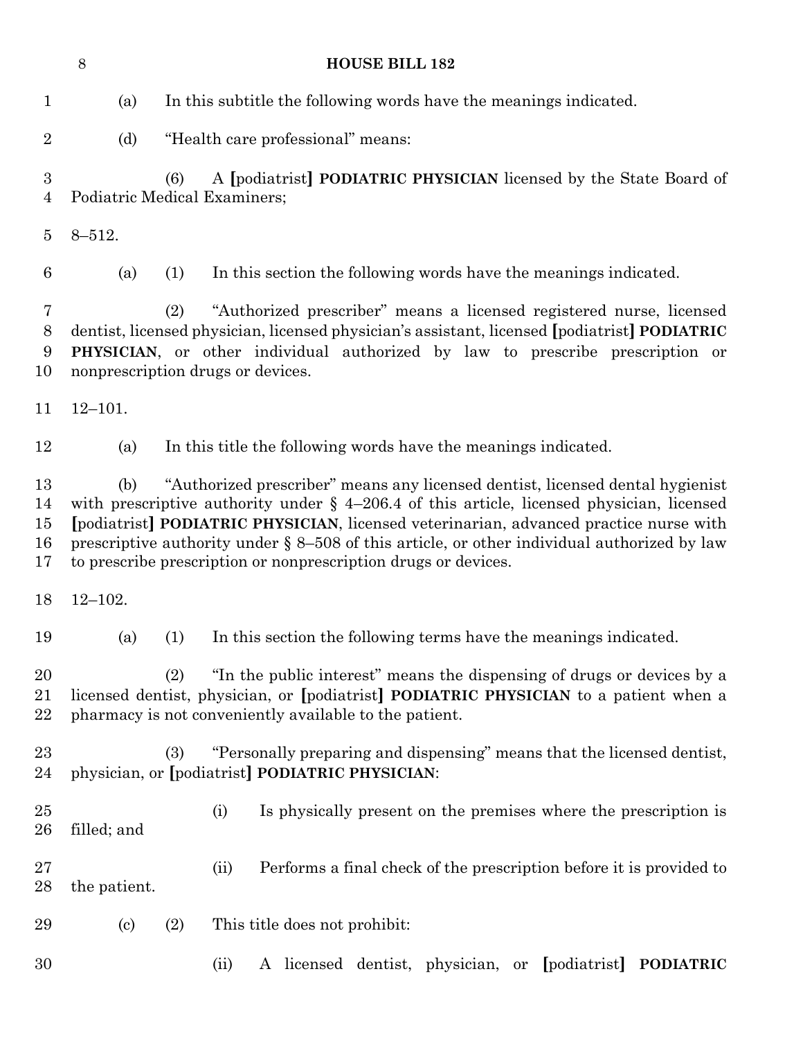(a) In this subtitle the following words have the meanings indicated.

(d) "Health care professional" means:

(6) A [podiatrist] **PODIATRIC PHYSICIAN** licensed by the State Board of Podiatric Medical Examiners;

8–512.

(a) (1) In this section the following words have the meanings indicated.

(2) "Authorized prescriber" means a licensed registered nurse, licensed dentist, licensed physician, licensed physician's assistant, licensed [podiatrist] **PODIATRIC PHYSICIAN**, or other individual authorized by law to prescribe prescription or nonprescription drugs or devices.

12–101.

(a) In this title the following words have the meanings indicated.

(b) "Authorized prescriber" means any licensed dentist, licensed dental hygienist with prescriptive authority under § 4–206.4 of this article, licensed physician, licensed [podiatrist] **PODIATRIC PHYSICIAN**, licensed veterinarian, advanced practice nurse with prescriptive authority under § 8–508 of this article, or other individual authorized by law to prescribe prescription or nonprescription drugs or devices.

12–102.

(a) (1) In this section the following terms have the meanings indicated.

(2) "In the public interest" means the dispensing of drugs or devices by a licensed dentist, physician, or [podiatrist] **PODIATRIC PHYSICIAN** to a patient when a pharmacy is not conveniently available to the patient.

(3) "Personally preparing and dispensing" means that the licensed dentist, physician, or [podiatrist] **PODIATRIC PHYSICIAN**:

(i) Is physically present on the premises where the prescription is filled; and

(ii) Performs a final check of the prescription before it is provided to the patient.

(c) (2) This title does not prohibit:

(ii) A licensed dentist, physician, or [podiatrist] **PODIATRIC**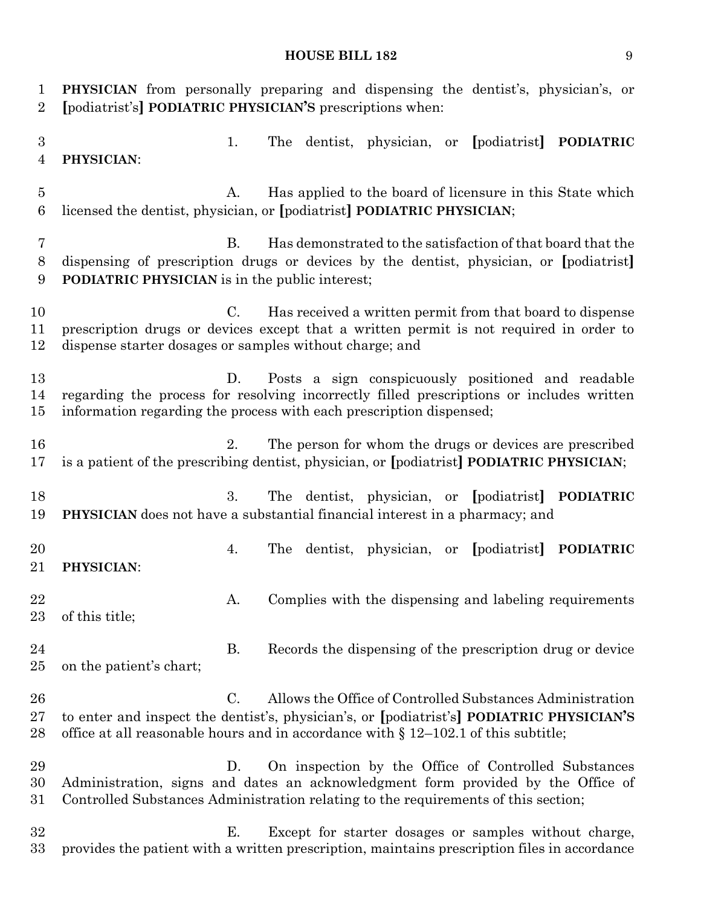**PHYSICIAN** from personally preparing and dispensing the dentist's, physician's, or [podiatrist's] **PODIATRIC PHYSICIAN'S** prescriptions when:

1. The dentist, physician, or [podiatrist] **PODIATRIC PHYSICIAN**:

A. Has applied to the board of licensure in this State which licensed the dentist, physician, or [podiatrist] **PODIATRIC PHYSICIAN**;

B. Has demonstrated to the satisfaction of that board that the dispensing of prescription drugs or devices by the dentist, physician, or [podiatrist] **PODIATRIC PHYSICIAN** is in the public interest;

C. Has received a written permit from that board to dispense prescription drugs or devices except that a written permit is not required in order to dispense starter dosages or samples without charge; and

D. Posts a sign conspicuously positioned and readable regarding the process for resolving incorrectly filled prescriptions or includes written information regarding the process with each prescription dispensed;

2. The person for whom the drugs or devices are prescribed is a patient of the prescribing dentist, physician, or [podiatrist] **PODIATRIC PHYSICIAN**;

3. The dentist, physician, or [podiatrist] **PODIATRIC PHYSICIAN** does not have a substantial financial interest in a pharmacy; and

4. The dentist, physician, or [podiatrist] **PODIATRIC PHYSICIAN**:

A. Complies with the dispensing and labeling requirements of this title;

B. Records the dispensing of the prescription drug or device on the patient's chart;

C. Allows the Office of Controlled Substances Administration to enter and inspect the dentist's, physician's, or [podiatrist's] **PODIATRIC PHYSICIAN'S** office at all reasonable hours and in accordance with § 12–102.1 of this subtitle;

D. On inspection by the Office of Controlled Substances Administration, signs and dates an acknowledgment form provided by the Office of Controlled Substances Administration relating to the requirements of this section;

E. Except for starter dosages or samples without charge, provides the patient with a written prescription, maintains prescription files in accordance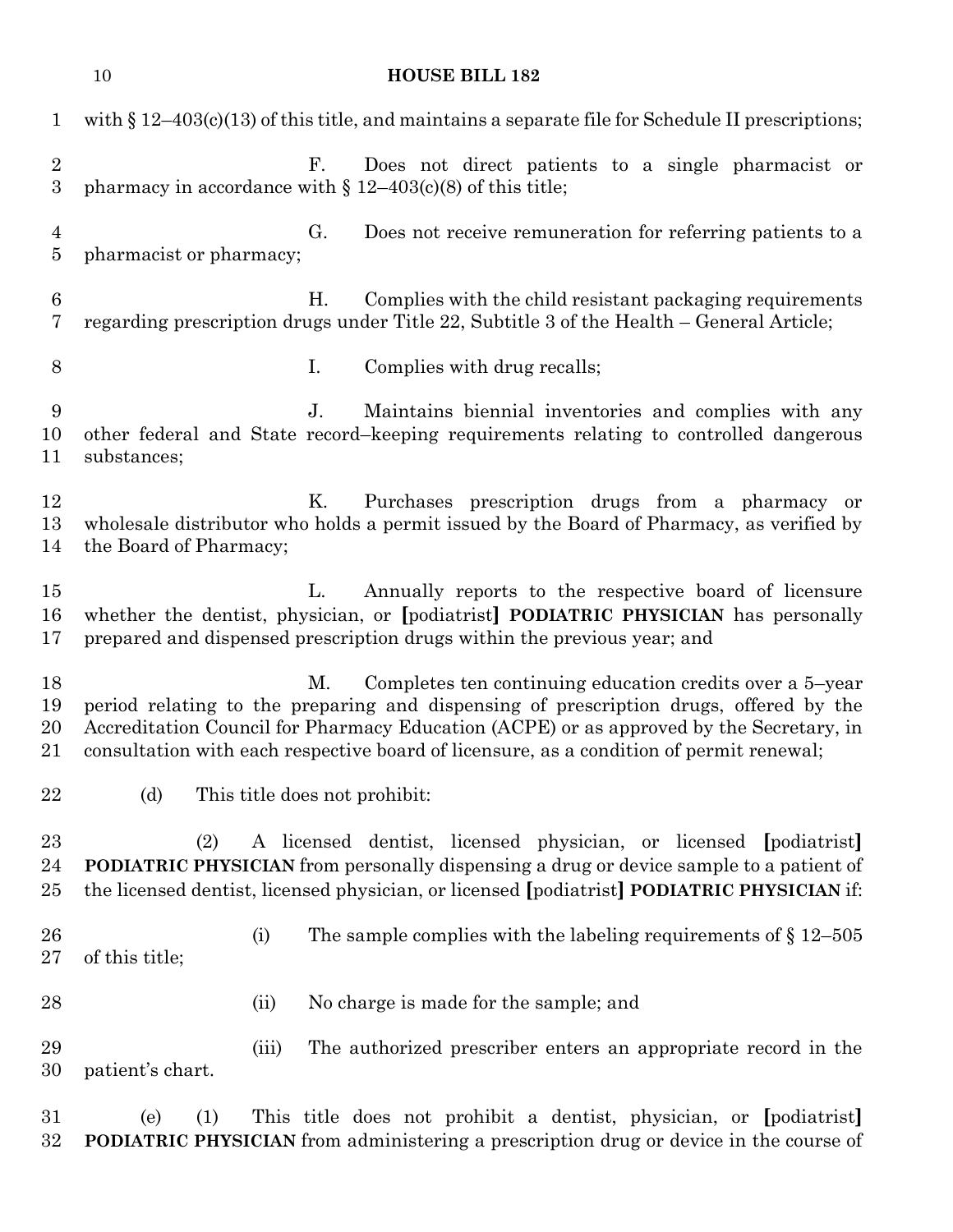with § 12–403(c)(13) of this title, and maintains a separate file for Schedule II prescriptions;

F. Does not direct patients to a single pharmacist or pharmacy in accordance with § 12–403(c)(8) of this title;

G. Does not receive remuneration for referring patients to a pharmacist or pharmacy;

H. Complies with the child resistant packaging requirements regarding prescription drugs under Title 22, Subtitle 3 of the Health – General Article;

I. Complies with drug recalls;

J. Maintains biennial inventories and complies with any other federal and State record–keeping requirements relating to controlled dangerous substances;

K. Purchases prescription drugs from a pharmacy or wholesale distributor who holds a permit issued by the Board of Pharmacy, as verified by the Board of Pharmacy;

L. Annually reports to the respective board of licensure whether the dentist, physician, or [podiatrist] **PODIATRIC PHYSICIAN** has personally prepared and dispensed prescription drugs within the previous year; and

M. Completes ten continuing education credits over a 5–year period relating to the preparing and dispensing of prescription drugs, offered by the Accreditation Council for Pharmacy Education (ACPE) or as approved by the Secretary, in consultation with each respective board of licensure, as a condition of permit renewal;

(d) This title does not prohibit:

(2) A licensed dentist, licensed physician, or licensed [podiatrist] **PODIATRIC PHYSICIAN** from personally dispensing a drug or device sample to a patient of the licensed dentist, licensed physician, or licensed [podiatrist] **PODIATRIC PHYSICIAN** if:

(i) The sample complies with the labeling requirements of § 12–505 of this title;

(ii) No charge is made for the sample; and

(iii) The authorized prescriber enters an appropriate record in the patient's chart.

(e) (1) This title does not prohibit a dentist, physician, or [podiatrist] **PODIATRIC PHYSICIAN** from administering a prescription drug or device in the course of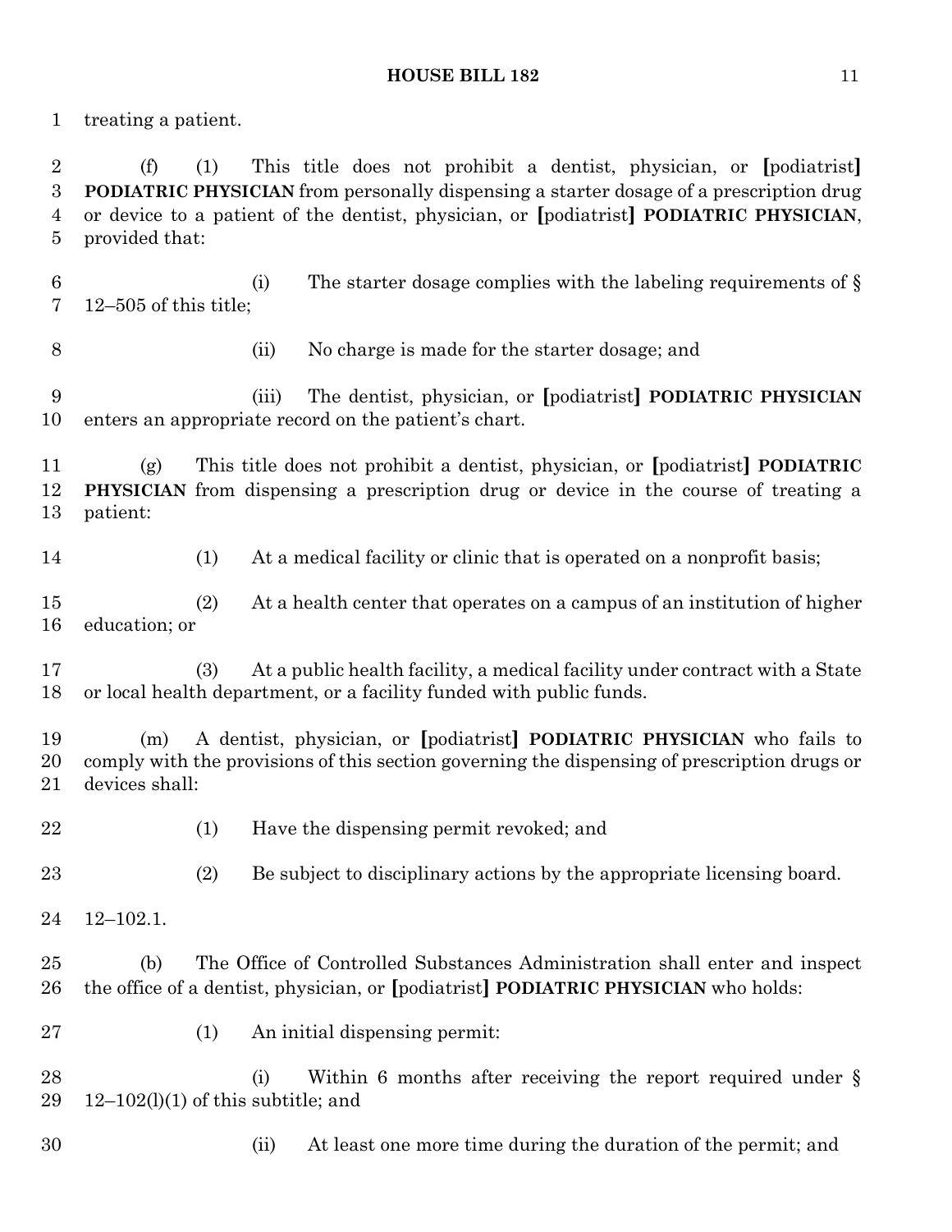treating a patient.

(f) (1) This title does not prohibit a dentist, physician, or [podiatrist] **PODIATRIC PHYSICIAN** from personally dispensing a starter dosage of a prescription drug or device to a patient of the dentist, physician, or [podiatrist] **PODIATRIC PHYSICIAN**, provided that:

(i) The starter dosage complies with the labeling requirements of § 12–505 of this title;

(ii) No charge is made for the starter dosage; and

(iii) The dentist, physician, or [podiatrist] **PODIATRIC PHYSICIAN** enters an appropriate record on the patient's chart.

(g) This title does not prohibit a dentist, physician, or [podiatrist] **PODIATRIC PHYSICIAN** from dispensing a prescription drug or device in the course of treating a patient:

(1) At a medical facility or clinic that is operated on a nonprofit basis;

(2) At a health center that operates on a campus of an institution of higher education; or

(3) At a public health facility, a medical facility under contract with a State or local health department, or a facility funded with public funds.

(m) A dentist, physician, or [podiatrist] **PODIATRIC PHYSICIAN** who fails to comply with the provisions of this section governing the dispensing of prescription drugs or devices shall:

(1) Have the dispensing permit revoked; and

(2) Be subject to disciplinary actions by the appropriate licensing board.

12–102.1.

(b) The Office of Controlled Substances Administration shall enter and inspect the office of a dentist, physician, or [podiatrist] **PODIATRIC PHYSICIAN** who holds:

(1) An initial dispensing permit:

(i) Within 6 months after receiving the report required under § 12–102(l)(1) of this subtitle; and

(ii) At least one more time during the duration of the permit; and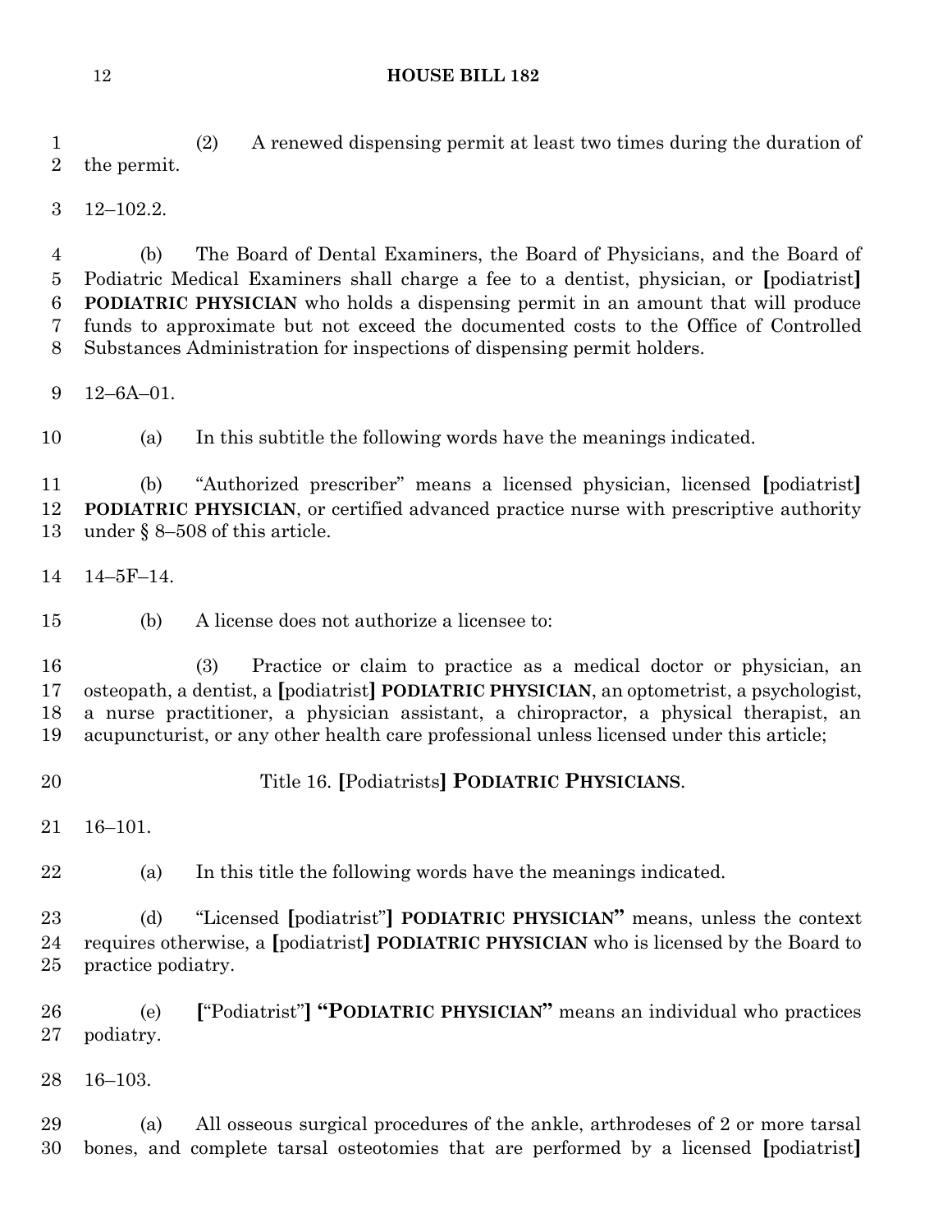(2) A renewed dispensing permit at least two times during the duration of the permit.

12–102.2.

(b) The Board of Dental Examiners, the Board of Physicians, and the Board of Podiatric Medical Examiners shall charge a fee to a dentist, physician, or [podiatrist] **PODIATRIC PHYSICIAN** who holds a dispensing permit in an amount that will produce funds to approximate but not exceed the documented costs to the Office of Controlled Substances Administration for inspections of dispensing permit holders.

12–6A–01.

(a) In this subtitle the following words have the meanings indicated.

(b) "Authorized prescriber" means a licensed physician, licensed [podiatrist] **PODIATRIC PHYSICIAN**, or certified advanced practice nurse with prescriptive authority under § 8–508 of this article.

14–5F–14.

(b) A license does not authorize a licensee to:

(3) Practice or claim to practice as a medical doctor or physician, an osteopath, a dentist, a [podiatrist] **PODIATRIC PHYSICIAN**, an optometrist, a psychologist, a nurse practitioner, a physician assistant, a chiropractor, a physical therapist, an acupuncturist, or any other health care professional unless licensed under this article;

Title 16. [Podiatrists] **PODIATRIC PHYSICIANS**.

16–101.

(a) In this title the following words have the meanings indicated.

(d) "Licensed [podiatrist"] **PODIATRIC PHYSICIAN"** means, unless the context requires otherwise, a [podiatrist] **PODIATRIC PHYSICIAN** who is licensed by the Board to practice podiatry.

(e) ["Podiatrist"] **"PODIATRIC PHYSICIAN"** means an individual who practices podiatry.

16–103.

(a) All osseous surgical procedures of the ankle, arthrodeses of 2 or more tarsal bones, and complete tarsal osteotomies that are performed by a licensed [podiatrist]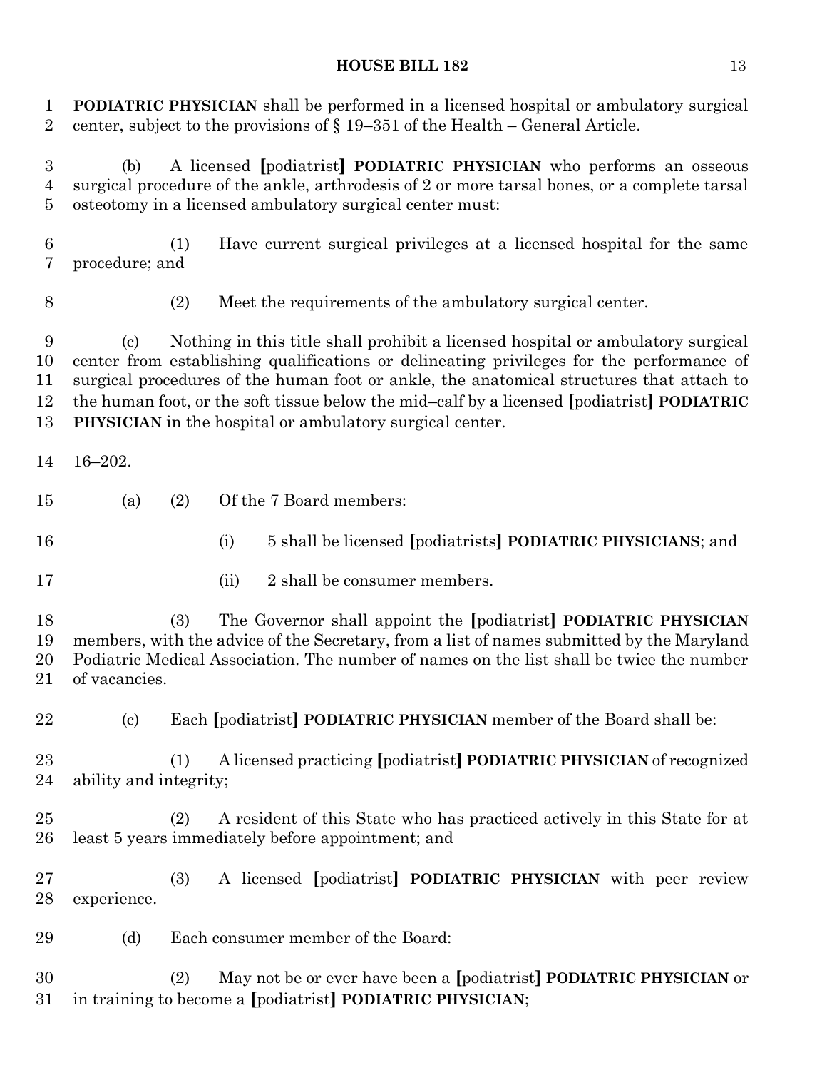**PODIATRIC PHYSICIAN** shall be performed in a licensed hospital or ambulatory surgical center, subject to the provisions of § 19–351 of the Health – General Article.

(b) A licensed [podiatrist] **PODIATRIC PHYSICIAN** who performs an osseous surgical procedure of the ankle, arthrodesis of 2 or more tarsal bones, or a complete tarsal osteotomy in a licensed ambulatory surgical center must:

(1) Have current surgical privileges at a licensed hospital for the same procedure; and

(2) Meet the requirements of the ambulatory surgical center.

(c) Nothing in this title shall prohibit a licensed hospital or ambulatory surgical center from establishing qualifications or delineating privileges for the performance of surgical procedures of the human foot or ankle, the anatomical structures that attach to the human foot, or the soft tissue below the mid–calf by a licensed [podiatrist] **PODIATRIC PHYSICIAN** in the hospital or ambulatory surgical center.

16–202.

(a) (2) Of the 7 Board members:

(i) 5 shall be licensed [podiatrists] **PODIATRIC PHYSICIANS**; and

(ii) 2 shall be consumer members.

(3) The Governor shall appoint the [podiatrist] **PODIATRIC PHYSICIAN** members, with the advice of the Secretary, from a list of names submitted by the Maryland Podiatric Medical Association. The number of names on the list shall be twice the number of vacancies.

(c) Each [podiatrist] **PODIATRIC PHYSICIAN** member of the Board shall be:

(1) A licensed practicing [podiatrist] **PODIATRIC PHYSICIAN** of recognized ability and integrity;

(2) A resident of this State who has practiced actively in this State for at least 5 years immediately before appointment; and

(3) A licensed [podiatrist] **PODIATRIC PHYSICIAN** with peer review experience.

(d) Each consumer member of the Board:

(2) May not be or ever have been a [podiatrist] **PODIATRIC PHYSICIAN** or in training to become a [podiatrist] **PODIATRIC PHYSICIAN**;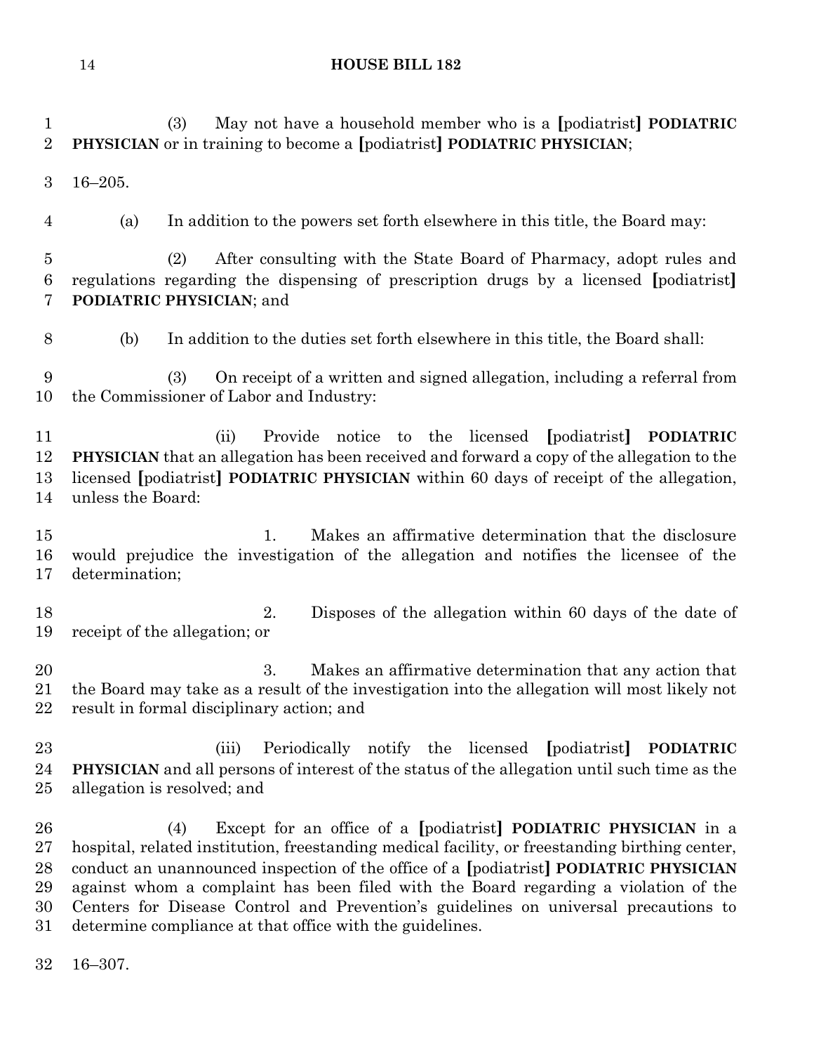(3) May not have a household member who is a [podiatrist] **PODIATRIC PHYSICIAN** or in training to become a [podiatrist] **PODIATRIC PHYSICIAN**;

16–205.

(a) In addition to the powers set forth elsewhere in this title, the Board may:

(2) After consulting with the State Board of Pharmacy, adopt rules and regulations regarding the dispensing of prescription drugs by a licensed [podiatrist] **PODIATRIC PHYSICIAN**; and

(b) In addition to the duties set forth elsewhere in this title, the Board shall:

(3) On receipt of a written and signed allegation, including a referral from the Commissioner of Labor and Industry:

(ii) Provide notice to the licensed [podiatrist] **PODIATRIC PHYSICIAN** that an allegation has been received and forward a copy of the allegation to the licensed [podiatrist] **PODIATRIC PHYSICIAN** within 60 days of receipt of the allegation, unless the Board:

1. Makes an affirmative determination that the disclosure would prejudice the investigation of the allegation and notifies the licensee of the determination;

2. Disposes of the allegation within 60 days of the date of receipt of the allegation; or

3. Makes an affirmative determination that any action that the Board may take as a result of the investigation into the allegation will most likely not result in formal disciplinary action; and

(iii) Periodically notify the licensed [podiatrist] **PODIATRIC PHYSICIAN** and all persons of interest of the status of the allegation until such time as the allegation is resolved; and

(4) Except for an office of a [podiatrist] **PODIATRIC PHYSICIAN** in a hospital, related institution, freestanding medical facility, or freestanding birthing center, conduct an unannounced inspection of the office of a [podiatrist] **PODIATRIC PHYSICIAN** against whom a complaint has been filed with the Board regarding a violation of the Centers for Disease Control and Prevention's guidelines on universal precautions to determine compliance at that office with the guidelines.

16–307.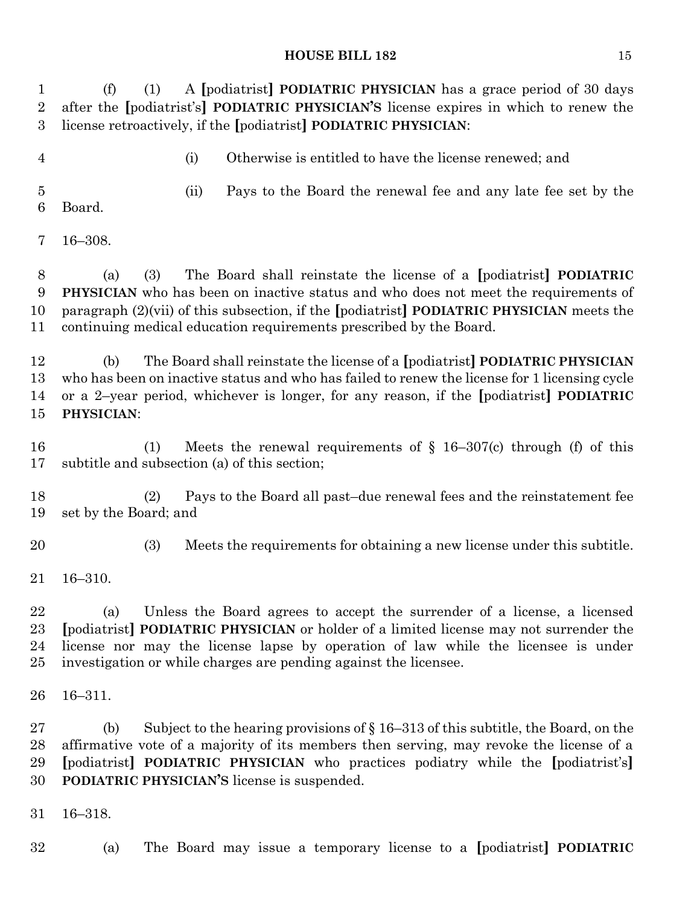(f) (1) A [podiatrist] **PODIATRIC PHYSICIAN** has a grace period of 30 days after the [podiatrist's] **PODIATRIC PHYSICIAN'S** license expires in which to renew the license retroactively, if the [podiatrist] **PODIATRIC PHYSICIAN**:

(i) Otherwise is entitled to have the license renewed; and

(ii) Pays to the Board the renewal fee and any late fee set by the Board.

16–308.

(a) (3) The Board shall reinstate the license of a [podiatrist] **PODIATRIC PHYSICIAN** who has been on inactive status and who does not meet the requirements of paragraph (2)(vii) of this subsection, if the [podiatrist] **PODIATRIC PHYSICIAN** meets the continuing medical education requirements prescribed by the Board.

(b) The Board shall reinstate the license of a [podiatrist] **PODIATRIC PHYSICIAN** who has been on inactive status and who has failed to renew the license for 1 licensing cycle or a 2–year period, whichever is longer, for any reason, if the [podiatrist] **PODIATRIC PHYSICIAN**:

(1) Meets the renewal requirements of § 16–307(c) through (f) of this subtitle and subsection (a) of this section;

(2) Pays to the Board all past–due renewal fees and the reinstatement fee set by the Board; and

(3) Meets the requirements for obtaining a new license under this subtitle.

16–310.

(a) Unless the Board agrees to accept the surrender of a license, a licensed [podiatrist] **PODIATRIC PHYSICIAN** or holder of a limited license may not surrender the license nor may the license lapse by operation of law while the licensee is under investigation or while charges are pending against the licensee.

16–311.

(b) Subject to the hearing provisions of § 16–313 of this subtitle, the Board, on the affirmative vote of a majority of its members then serving, may revoke the license of a [podiatrist] **PODIATRIC PHYSICIAN** who practices podiatry while the [podiatrist's] **PODIATRIC PHYSICIAN'S** license is suspended.

16–318.

(a) The Board may issue a temporary license to a [podiatrist] **PODIATRIC**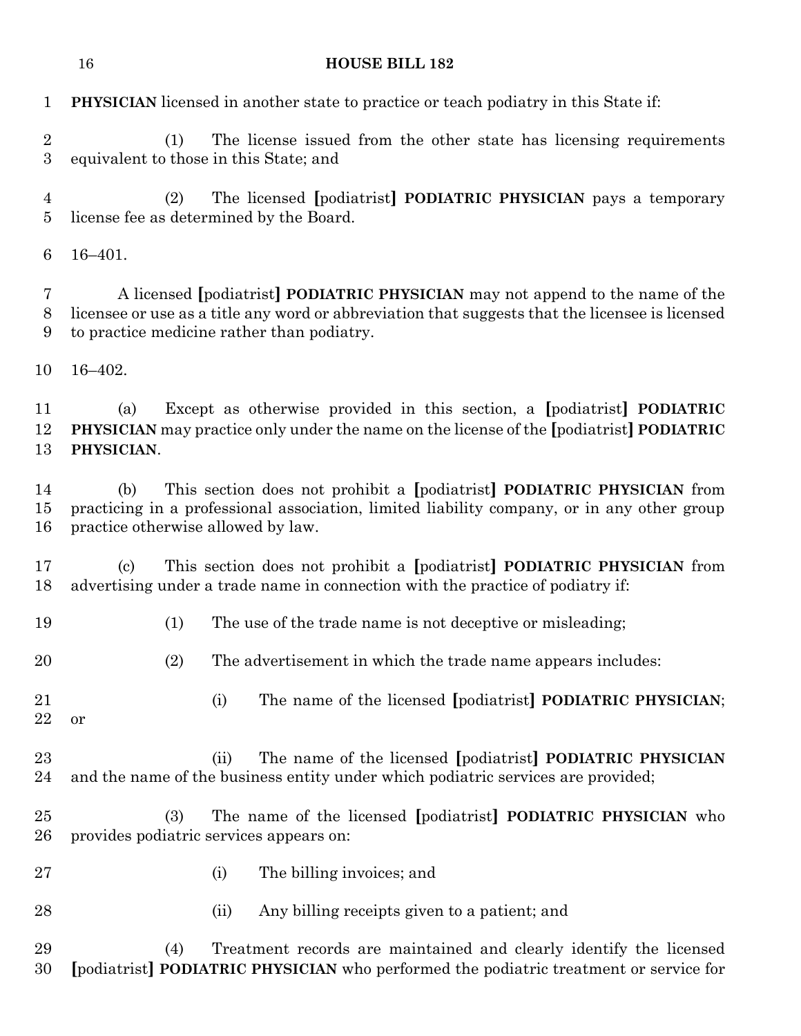**PHYSICIAN** licensed in another state to practice or teach podiatry in this State if:

(1) The license issued from the other state has licensing requirements equivalent to those in this State; and

(2) The licensed [podiatrist] **PODIATRIC PHYSICIAN** pays a temporary license fee as determined by the Board.

16–401.

A licensed [podiatrist] **PODIATRIC PHYSICIAN** may not append to the name of the licensee or use as a title any word or abbreviation that suggests that the licensee is licensed to practice medicine rather than podiatry.

16–402.

(a) Except as otherwise provided in this section, a [podiatrist] **PODIATRIC PHYSICIAN** may practice only under the name on the license of the [podiatrist] **PODIATRIC PHYSICIAN**.

(b) This section does not prohibit a [podiatrist] **PODIATRIC PHYSICIAN** from practicing in a professional association, limited liability company, or in any other group practice otherwise allowed by law.

(c) This section does not prohibit a [podiatrist] **PODIATRIC PHYSICIAN** from advertising under a trade name in connection with the practice of podiatry if:

(1) The use of the trade name is not deceptive or misleading;

(2) The advertisement in which the trade name appears includes:

(i) The name of the licensed [podiatrist] **PODIATRIC PHYSICIAN**; or

(ii) The name of the licensed [podiatrist] **PODIATRIC PHYSICIAN** and the name of the business entity under which podiatric services are provided;

(3) The name of the licensed [podiatrist] **PODIATRIC PHYSICIAN** who provides podiatric services appears on:

(i) The billing invoices; and

(ii) Any billing receipts given to a patient; and

(4) Treatment records are maintained and clearly identify the licensed [podiatrist] **PODIATRIC PHYSICIAN** who performed the podiatric treatment or service for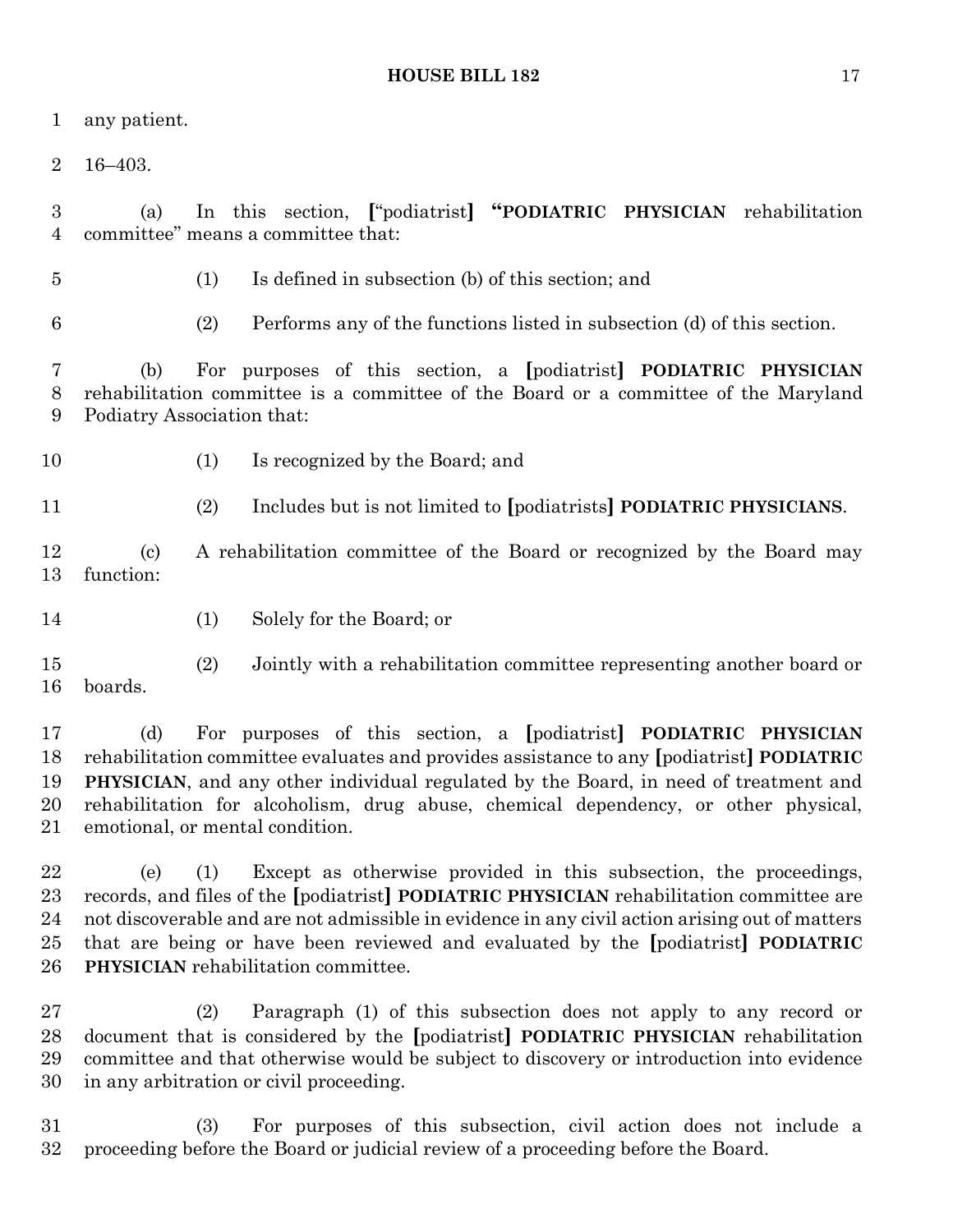any patient.

16–403.

(a) In this section, [“podiatrist] **“PODIATRIC PHYSICIAN** rehabilitation committee” means a committee that:

(1) Is defined in subsection (b) of this section; and

(2) Performs any of the functions listed in subsection (d) of this section.

(b) For purposes of this section, a [podiatrist] **PODIATRIC PHYSICIAN** rehabilitation committee is a committee of the Board or a committee of the Maryland Podiatry Association that:

(1) Is recognized by the Board; and

(2) Includes but is not limited to [podiatrists] **PODIATRIC PHYSICIANS**.

(c) A rehabilitation committee of the Board or recognized by the Board may function:

(1) Solely for the Board; or

(2) Jointly with a rehabilitation committee representing another board or boards.

(d) For purposes of this section, a [podiatrist] **PODIATRIC PHYSICIAN** rehabilitation committee evaluates and provides assistance to any [podiatrist] **PODIATRIC PHYSICIAN**, and any other individual regulated by the Board, in need of treatment and rehabilitation for alcoholism, drug abuse, chemical dependency, or other physical, emotional, or mental condition.

(e) (1) Except as otherwise provided in this subsection, the proceedings, records, and files of the [podiatrist] **PODIATRIC PHYSICIAN** rehabilitation committee are not discoverable and are not admissible in evidence in any civil action arising out of matters that are being or have been reviewed and evaluated by the [podiatrist] **PODIATRIC PHYSICIAN** rehabilitation committee.

(2) Paragraph (1) of this subsection does not apply to any record or document that is considered by the [podiatrist] **PODIATRIC PHYSICIAN** rehabilitation committee and that otherwise would be subject to discovery or introduction into evidence in any arbitration or civil proceeding.

(3) For purposes of this subsection, civil action does not include a proceeding before the Board or judicial review of a proceeding before the Board.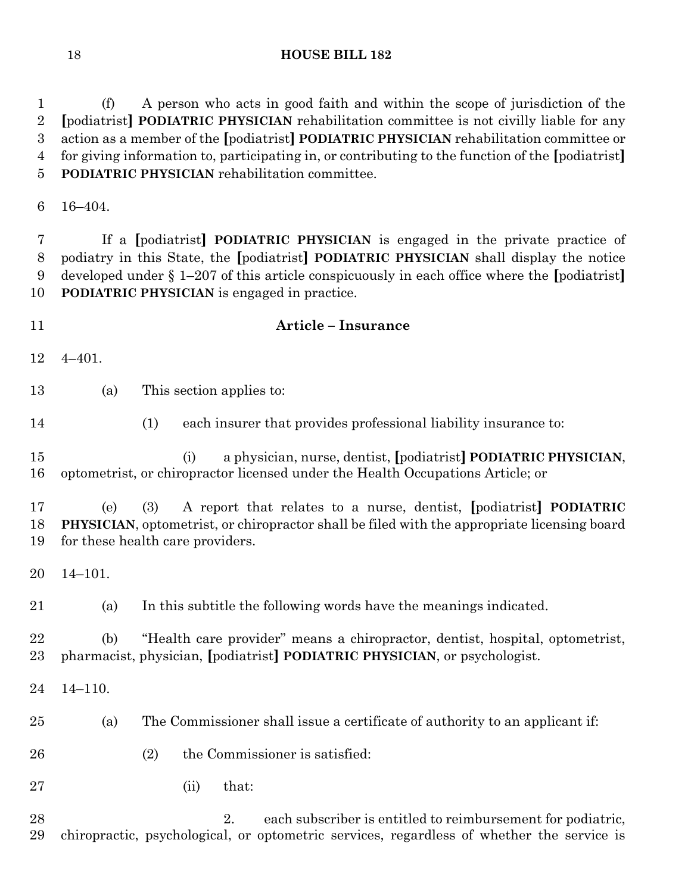(f) A person who acts in good faith and within the scope of jurisdiction of the [podiatrist] **PODIATRIC PHYSICIAN** rehabilitation committee is not civilly liable for any action as a member of the [podiatrist] **PODIATRIC PHYSICIAN** rehabilitation committee or for giving information to, participating in, or contributing to the function of the [podiatrist] **PODIATRIC PHYSICIAN** rehabilitation committee.

16–404.

If a [podiatrist] **PODIATRIC PHYSICIAN** is engaged in the private practice of podiatry in this State, the [podiatrist] **PODIATRIC PHYSICIAN** shall display the notice developed under § 1–207 of this article conspicuously in each office where the [podiatrist] **PODIATRIC PHYSICIAN** is engaged in practice.

## Article – Insurance

4–401.

(a) This section applies to:

(1) each insurer that provides professional liability insurance to:

(i) a physician, nurse, dentist, [podiatrist] **PODIATRIC PHYSICIAN**, optometrist, or chiropractor licensed under the Health Occupations Article; or

(e) (3) A report that relates to a nurse, dentist, [podiatrist] **PODIATRIC PHYSICIAN**, optometrist, or chiropractor shall be filed with the appropriate licensing board for these health care providers.

14–101.

(a) In this subtitle the following words have the meanings indicated.

(b) "Health care provider" means a chiropractor, dentist, hospital, optometrist, pharmacist, physician, [podiatrist] **PODIATRIC PHYSICIAN**, or psychologist.

14–110.

(a) The Commissioner shall issue a certificate of authority to an applicant if:

(2) the Commissioner is satisfied:

(ii) that:

2. each subscriber is entitled to reimbursement for podiatric, chiropractic, psychological, or optometric services, regardless of whether the service is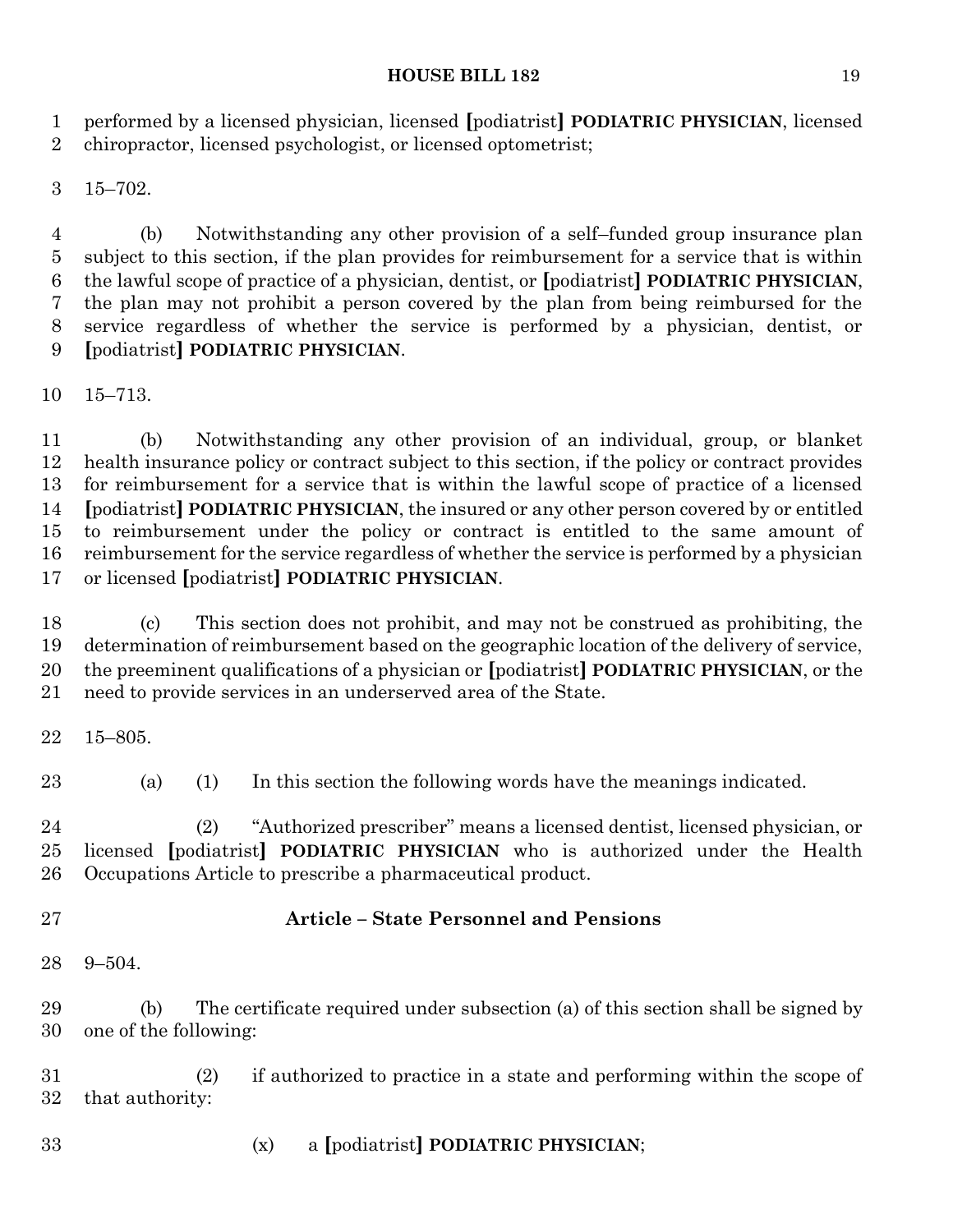performed by a licensed physician, licensed [podiatrist] **PODIATRIC PHYSICIAN**, licensed chiropractor, licensed psychologist, or licensed optometrist;

15–702.

(b) Notwithstanding any other provision of a self–funded group insurance plan subject to this section, if the plan provides for reimbursement for a service that is within the lawful scope of practice of a physician, dentist, or [podiatrist] **PODIATRIC PHYSICIAN**, the plan may not prohibit a person covered by the plan from being reimbursed for the service regardless of whether the service is performed by a physician, dentist, or [podiatrist] **PODIATRIC PHYSICIAN**.

15–713.

(b) Notwithstanding any other provision of an individual, group, or blanket health insurance policy or contract subject to this section, if the policy or contract provides for reimbursement for a service that is within the lawful scope of practice of a licensed [podiatrist] **PODIATRIC PHYSICIAN**, the insured or any other person covered by or entitled to reimbursement under the policy or contract is entitled to the same amount of reimbursement for the service regardless of whether the service is performed by a physician or licensed [podiatrist] **PODIATRIC PHYSICIAN**.

(c) This section does not prohibit, and may not be construed as prohibiting, the determination of reimbursement based on the geographic location of the delivery of service, the preeminent qualifications of a physician or [podiatrist] **PODIATRIC PHYSICIAN**, or the need to provide services in an underserved area of the State.

15–805.

(a) (1) In this section the following words have the meanings indicated.

(2) "Authorized prescriber" means a licensed dentist, licensed physician, or licensed [podiatrist] **PODIATRIC PHYSICIAN** who is authorized under the Health Occupations Article to prescribe a pharmaceutical product.

## Article – State Personnel and Pensions

9–504.

(b) The certificate required under subsection (a) of this section shall be signed by one of the following:

(2) if authorized to practice in a state and performing within the scope of that authority:

(x) a [podiatrist] **PODIATRIC PHYSICIAN**;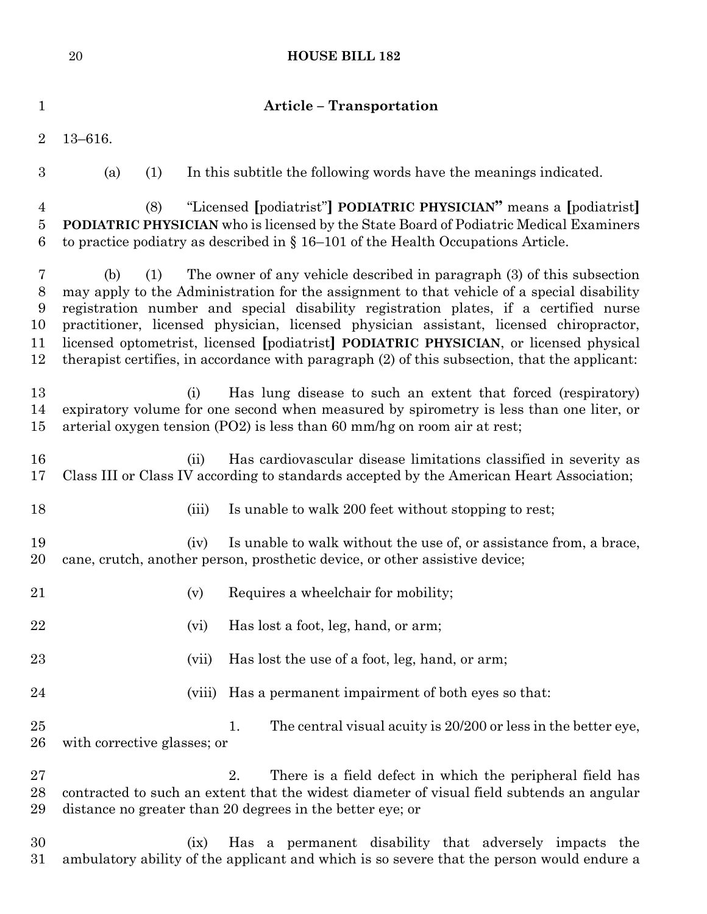**Article – Transportation**

13–616.

(a) (1) In this subtitle the following words have the meanings indicated.

(8) "Licensed [podiatrist"] **PODIATRIC PHYSICIAN"** means a [podiatrist] **PODIATRIC PHYSICIAN** who is licensed by the State Board of Podiatric Medical Examiners to practice podiatry as described in § 16–101 of the Health Occupations Article.

(b) (1) The owner of any vehicle described in paragraph (3) of this subsection may apply to the Administration for the assignment to that vehicle of a special disability registration number and special disability registration plates, if a certified nurse practitioner, licensed physician, licensed physician assistant, licensed chiropractor, licensed optometrist, licensed [podiatrist] **PODIATRIC PHYSICIAN**, or licensed physical therapist certifies, in accordance with paragraph (2) of this subsection, that the applicant:

(i) Has lung disease to such an extent that forced (respiratory) expiratory volume for one second when measured by spirometry is less than one liter, or arterial oxygen tension (PO2) is less than 60 mm/hg on room air at rest;

(ii) Has cardiovascular disease limitations classified in severity as Class III or Class IV according to standards accepted by the American Heart Association;

(iii) Is unable to walk 200 feet without stopping to rest;

(iv) Is unable to walk without the use of, or assistance from, a brace, cane, crutch, another person, prosthetic device, or other assistive device;

(v) Requires a wheelchair for mobility;

(vi) Has lost a foot, leg, hand, or arm;

(vii) Has lost the use of a foot, leg, hand, or arm;

(viii) Has a permanent impairment of both eyes so that:

1. The central visual acuity is 20/200 or less in the better eye, with corrective glasses; or

2. There is a field defect in which the peripheral field has contracted to such an extent that the widest diameter of visual field subtends an angular distance no greater than 20 degrees in the better eye; or

(ix) Has a permanent disability that adversely impacts the ambulatory ability of the applicant and which is so severe that the person would endure a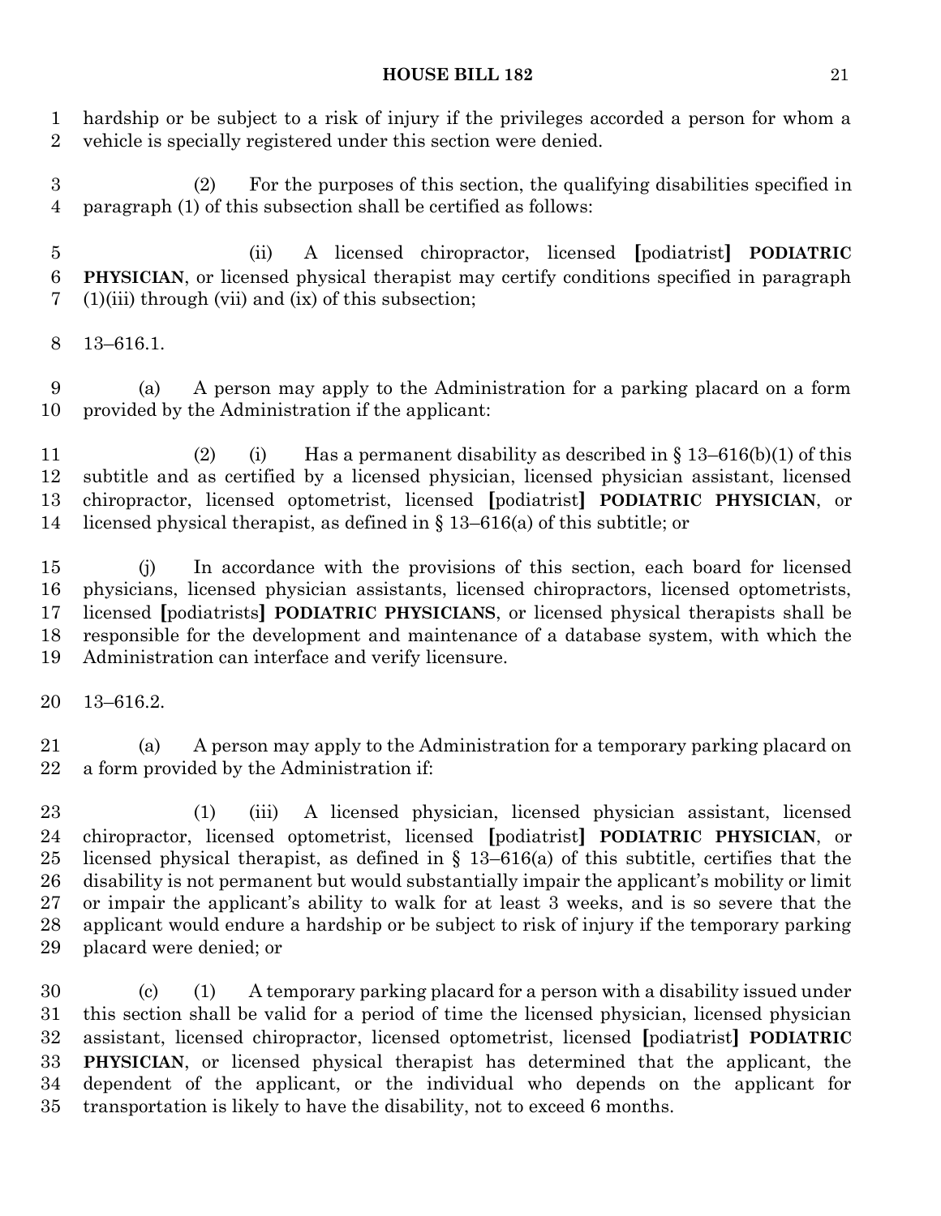hardship or be subject to a risk of injury if the privileges accorded a person for whom a vehicle is specially registered under this section were denied.

(2) For the purposes of this section, the qualifying disabilities specified in paragraph (1) of this subsection shall be certified as follows:

(ii) A licensed chiropractor, licensed [podiatrist] **PODIATRIC PHYSICIAN**, or licensed physical therapist may certify conditions specified in paragraph (1)(iii) through (vii) and (ix) of this subsection;

13–616.1.

(a) A person may apply to the Administration for a parking placard on a form provided by the Administration if the applicant:

(2) (i) Has a permanent disability as described in § 13–616(b)(1) of this subtitle and as certified by a licensed physician, licensed physician assistant, licensed chiropractor, licensed optometrist, licensed [podiatrist] **PODIATRIC PHYSICIAN**, or licensed physical therapist, as defined in § 13–616(a) of this subtitle; or

(j) In accordance with the provisions of this section, each board for licensed physicians, licensed physician assistants, licensed chiropractors, licensed optometrists, licensed [podiatrists] **PODIATRIC PHYSICIANS**, or licensed physical therapists shall be responsible for the development and maintenance of a database system, with which the Administration can interface and verify licensure.

13–616.2.

(a) A person may apply to the Administration for a temporary parking placard on a form provided by the Administration if:

(1) (iii) A licensed physician, licensed physician assistant, licensed chiropractor, licensed optometrist, licensed [podiatrist] **PODIATRIC PHYSICIAN**, or licensed physical therapist, as defined in § 13–616(a) of this subtitle, certifies that the disability is not permanent but would substantially impair the applicant's mobility or limit or impair the applicant's ability to walk for at least 3 weeks, and is so severe that the applicant would endure a hardship or be subject to risk of injury if the temporary parking placard were denied; or

(c) (1) A temporary parking placard for a person with a disability issued under this section shall be valid for a period of time the licensed physician, licensed physician assistant, licensed chiropractor, licensed optometrist, licensed [podiatrist] **PODIATRIC PHYSICIAN**, or licensed physical therapist has determined that the applicant, the dependent of the applicant, or the individual who depends on the applicant for transportation is likely to have the disability, not to exceed 6 months.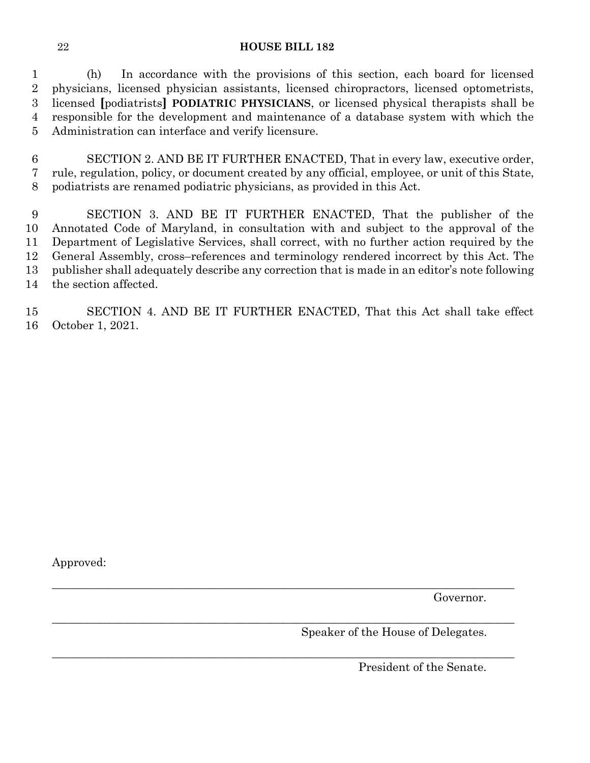(h) In accordance with the provisions of this section, each board for licensed physicians, licensed physician assistants, licensed chiropractors, licensed optometrists, licensed **[**podiatrists**]** **PODIATRIC PHYSICIANS**, or licensed physical therapists shall be responsible for the development and maintenance of a database system with which the Administration can interface and verify licensure.

SECTION 2. AND BE IT FURTHER ENACTED, That in every law, executive order, rule, regulation, policy, or document created by any official, employee, or unit of this State, podiatrists are renamed podiatric physicians, as provided in this Act.

SECTION 3. AND BE IT FURTHER ENACTED, That the publisher of the Annotated Code of Maryland, in consultation with and subject to the approval of the Department of Legislative Services, shall correct, with no further action required by the General Assembly, cross–references and terminology rendered incorrect by this Act. The publisher shall adequately describe any correction that is made in an editor's note following the section affected.

SECTION 4. AND BE IT FURTHER ENACTED, That this Act shall take effect October 1, 2021.

Approved:

\_\_\_\_\_\_\_\_\_\_\_\_\_\_\_\_\_\_\_\_\_\_\_\_\_\_\_\_\_\_\_\_\_\_\_\_\_\_\_\_\_\_\_\_\_\_\_\_\_\_\_\_\_\_\_\_\_\_\_\_\_\_\_\_\_\_\_\_\_\_

Governor.

\_\_\_\_\_\_\_\_\_\_\_\_\_\_\_\_\_\_\_\_\_\_\_\_\_\_\_\_\_\_\_\_\_\_\_\_\_\_\_\_\_\_\_\_\_\_\_\_\_\_\_\_\_\_\_\_\_\_\_\_\_\_\_\_\_\_\_\_\_\_

Speaker of the House of Delegates.

\_\_\_\_\_\_\_\_\_\_\_\_\_\_\_\_\_\_\_\_\_\_\_\_\_\_\_\_\_\_\_\_\_\_\_\_\_\_\_\_\_\_\_\_\_\_\_\_\_\_\_\_\_\_\_\_\_\_\_\_\_\_\_\_\_\_\_\_\_\_

President of the Senate.